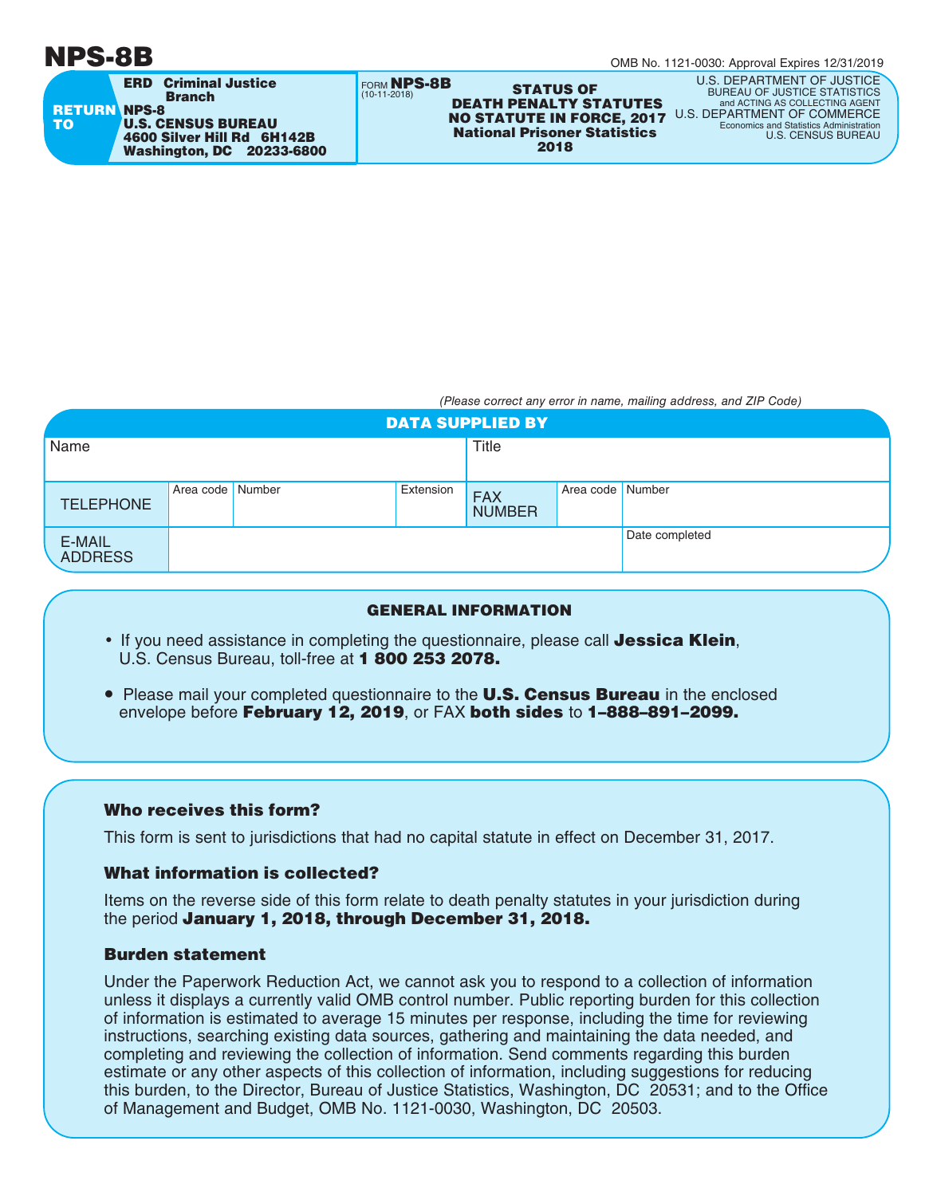# NPS-8B

OMB No. 1121-0030: Approval Expires 12/31/2019

**RETURN TO**

**ERD Criminal Justice Branch**
**NPS-8**
**U.S. CENSUS BUREAU**
**4600 Silver Hill Rd 6H142B**
**Washington, DC 20233-6800**

FORM **NPS-8B**
(10-11-2018)

**STATUS OF DEATH PENALTY STATUTES NO STATUTE IN FORCE, 2017**
**National Prisoner Statistics**
**2018**

U.S. DEPARTMENT OF JUSTICE
BUREAU OF JUSTICE STATISTICS
and ACTING AS COLLECTING AGENT
U.S. DEPARTMENT OF COMMERCE
Economics and Statistics Administration
U.S. CENSUS BUREAU

*(Please correct any error in name, mailing address, and ZIP Code)*

## DATA SUPPLIED BY

| Name | | | | Title | | |
|---|---|---|---|---|---|---|
| TELEPHONE | Area code | Number | Extension | FAX NUMBER | Area code | Number |
| E-MAIL ADDRESS | | | | | Date completed | |

## GENERAL INFORMATION

- If you need assistance in completing the questionnaire, please call **Jessica Klein**, U.S. Census Bureau, toll-free at **1 800 253 2078.**
- Please mail your completed questionnaire to the **U.S. Census Bureau** in the enclosed envelope before **February 12, 2019**, or FAX **both sides** to **1–888–891–2099.**

### Who receives this form?

This form is sent to jurisdictions that had no capital statute in effect on December 31, 2017.

### What information is collected?

Items on the reverse side of this form relate to death penalty statutes in your jurisdiction during the period **January 1, 2018, through December 31, 2018.**

### Burden statement

Under the Paperwork Reduction Act, we cannot ask you to respond to a collection of information unless it displays a currently valid OMB control number. Public reporting burden for this collection of information is estimated to average 15 minutes per response, including the time for reviewing instructions, searching existing data sources, gathering and maintaining the data needed, and completing and reviewing the collection of information. Send comments regarding this burden estimate or any other aspects of this collection of information, including suggestions for reducing this burden, to the Director, Bureau of Justice Statistics, Washington, DC 20531; and to the Office of Management and Budget, OMB No. 1121-0030, Washington, DC 20503.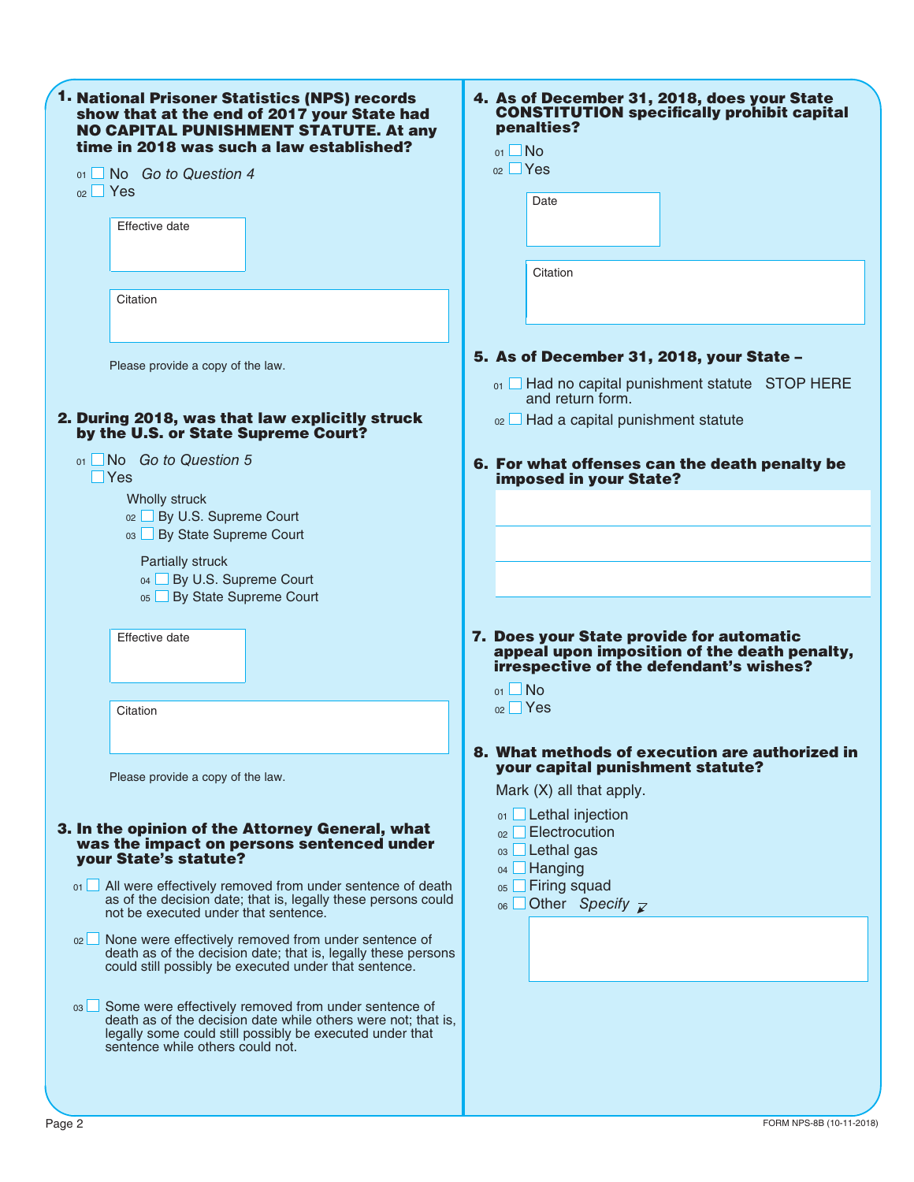**1. National Prisoner Statistics (NPS) records show that at the end of 2017 your State had NO CAPITAL PUNISHMENT STATUTE. At any time in 2018 was such a law established?**

01 ☐ No *Go to Question 4*
02 ☐ Yes

Effective date

Citation

Please provide a copy of the law.

**2. During 2018, was that law explicitly struck by the U.S. or State Supreme Court?**

01 ☐ No *Go to Question 5*
☐ Yes

Wholly struck
02 ☐ By U.S. Supreme Court
03 ☐ By State Supreme Court

Partially struck
04 ☐ By U.S. Supreme Court
05 ☐ By State Supreme Court

Effective date

Citation

Please provide a copy of the law.

**3. In the opinion of the Attorney General, what was the impact on persons sentenced under your State's statute?**

01 ☐ All were effectively removed from under sentence of death as of the decision date; that is, legally these persons could not be executed under that sentence.

02 ☐ None were effectively removed from under sentence of death as of the decision date; that is, legally these persons could still possibly be executed under that sentence.

03 ☐ Some were effectively removed from under sentence of death as of the decision date while others were not; that is, legally some could still possibly be executed under that sentence while others could not.

**4. As of December 31, 2018, does your State CONSTITUTION specifically prohibit capital penalties?**

01 ☐ No
02 ☐ Yes

Date

Citation

**5. As of December 31, 2018, your State –**

01 ☐ Had no capital punishment statute STOP HERE and return form.
02 ☐ Had a capital punishment statute

**6. For what offenses can the death penalty be imposed in your State?**

**7. Does your State provide for automatic appeal upon imposition of the death penalty, irrespective of the defendant's wishes?**

01 ☐ No
02 ☐ Yes

**8. What methods of execution are authorized in your capital punishment statute?**

Mark (X) all that apply.

01 ☐ Lethal injection
02 ☐ Electrocution
03 ☐ Lethal gas
04 ☐ Hanging
05 ☐ Firing squad
06 ☐ Other *Specify*

FORM NPS-8B (10-11-2018)